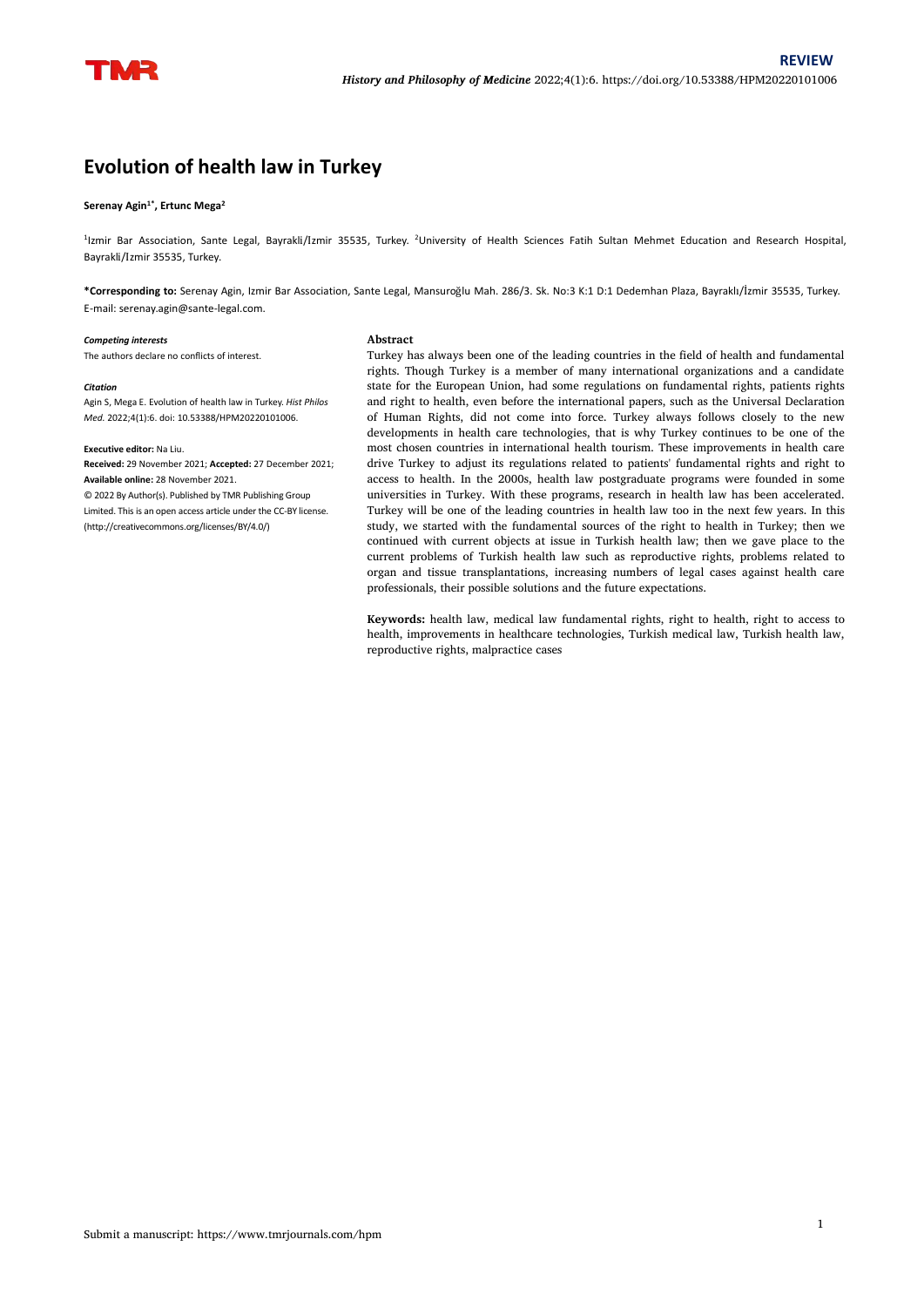REVIEW

# Evolution of health law in Turkey

**Serenay Agin[1*], Ertunc Mega[2]**

[1]Izmir Bar Association, Sante Legal, Bayrakli/İzmir 35535, Turkey. [2]University of Health Sciences Fatih Sultan Mehmet Education and Research Hospital, Bayrakli/İzmir 35535, Turkey.

**\*Corresponding to:** Serenay Agin, Izmir Bar Association, Sante Legal, Mansuroğlu Mah. 286/3. Sk. No:3 K:1 D:1 Dedemhan Plaza, Bayraklı/İzmir 35535, Turkey. E-mail: serenay.agin@sante-legal.com.

***Competing interests***

The authors declare no conflicts of interest.

***Citation***

Agin S, Mega E. Evolution of health law in Turkey. *Hist Philos Med.* 2022;4(1):6. doi: 10.53388/HPM20220101006.

**Executive editor:** Na Liu.

**Received:** 29 November 2021; **Accepted:** 27 December 2021; **Available online:** 28 November 2021.

© 2022 By Author(s). Published by TMR Publishing Group Limited. This is an open access article under the CC-BY license. (http://creativecommons.org/licenses/BY/4.0/)

## Abstract

Turkey has always been one of the leading countries in the field of health and fundamental rights. Though Turkey is a member of many international organizations and a candidate state for the European Union, had some regulations on fundamental rights, patients rights and right to health, even before the international papers, such as the Universal Declaration of Human Rights, did not come into force. Turkey always follows closely to the new developments in health care technologies, that is why Turkey continues to be one of the most chosen countries in international health tourism. These improvements in health care drive Turkey to adjust its regulations related to patients' fundamental rights and right to access to health. In the 2000s, health law postgraduate programs were founded in some universities in Turkey. With these programs, research in health law has been accelerated. Turkey will be one of the leading countries in health law too in the next few years. In this study, we started with the fundamental sources of the right to health in Turkey; then we continued with current objects at issue in Turkish health law; then we gave place to the current problems of Turkish health law such as reproductive rights, problems related to organ and tissue transplantations, increasing numbers of legal cases against health care professionals, their possible solutions and the future expectations.

**Keywords:** health law, medical law fundamental rights, right to health, right to access to health, improvements in healthcare technologies, Turkish medical law, Turkish health law, reproductive rights, malpractice cases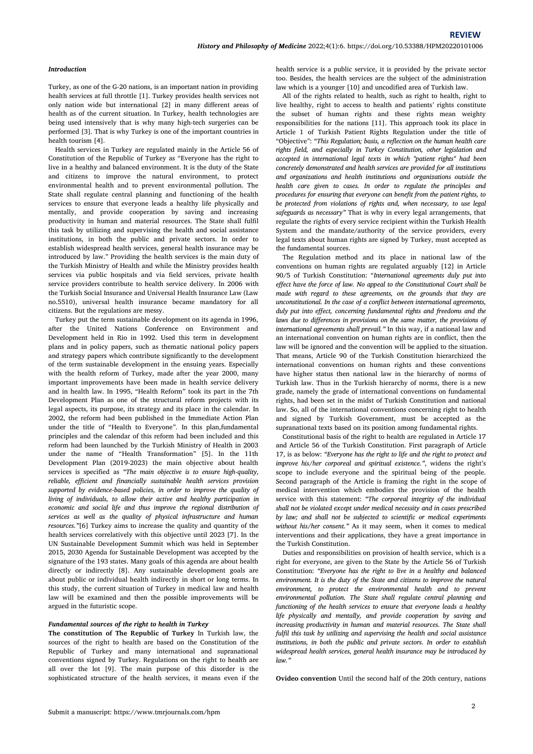### *Introduction*

Turkey, as one of the G-20 nations, is an important nation in providing health services at full throttle [1]. Turkey provides health services not only nation wide but international [2] in many different areas of health as of the current situation. In Turkey, health technologies are being used intensively that is why many high-tech surgeries can be performed [3]. That is why Turkey is one of the important countries in health tourism [4].

Health services in Turkey are regulated mainly in the Article 56 of Constitution of the Republic of Turkey as "Everyone has the right to live in a healthy and balanced environment. It is the duty of the State and citizens to improve the natural environment, to protect environmental health and to prevent environmental pollution. The State shall regulate central planning and functioning of the health services to ensure that everyone leads a healthy life physically and mentally, and provide cooperation by saving and increasing productivity in human and material resources. The State shall fulfil this task by utilizing and supervising the health and social assistance institutions, in both the public and private sectors. In order to establish widespread health services, general health insurance may be introduced by law." Providing the health services is the main duty of the Turkish Ministry of Health and while the Ministry provides health services via public hospitals and via field services, private health service providers contribute to health service delivery. In 2006 with the Turkish Social Insurance and Universal Health Insurance Law (Law no.5510), universal health insurance became mandatory for all citizens. But the regulations are messy.

Turkey put the term sustainable development on its agenda in 1996, after the United Nations Conference on Environment and Development held in Rio in 1992. Used this term in development plans and in policy papers, such as thematic national policy papers and strategy papers which contribute significantly to the development of the term sustainable development in the ensuing years. Especially with the health reform of Turkey, made after the year 2000, many important improvements have been made in health service delivery and in health law. In 1995, "Health Reform" took its part in the 7th Development Plan as one of the structural reform projects with its legal aspects, its purpose, its strategy and its place in the calendar. In 2002, the reform had been published in the Immediate Action Plan under the title of "Health to Everyone". In this plan,fundamental principles and the calendar of this reform had been included and this reform had been launched by the Turkish Ministry of Health in 2003 under the name of "Health Transformation" [5]. In the 11th Development Plan (2019-2023) the main objective about health services is specified as *"The main objective is to ensure high-quality, reliable, efficient and financially sustainable health services provision supported by evidence-based policies, in order to improve the quality of living of individuals, to allow their active and healthy participation in economic and social life and thus improve the regional distribution of services as well as the quality of physical infrastructure and human resources."*[6] Turkey aims to increase the quality and quantity of the health services correlatively with this objective until 2023 [7]. In the UN Sustainable Development Summit which was held in September 2015, 2030 Agenda for Sustainable Development was accepted by the signature of the 193 states. Many goals of this agenda are about health directly or indirectly [8]. Any sustainable development goals are about public or individual health indirectly in short or long terms. In this study, the current situation of Turkey in medical law and health law will be examined and then the possible improvements will be argued in the futuristic scope.

### *Fundamental sources of the right to health in Turkey*

**The constitution of The Republic of Turkey** In Turkish law, the sources of the right to health are based on the Constitution of the Republic of Turkey and many international and supranational conventions signed by Turkey. Regulations on the right to health are all over the lot [9]. The main purpose of this disorder is the sophisticated structure of the health services, it means even if the health service is a public service, it is provided by the private sector too. Besides, the health services are the subject of the administration law which is a younger [10] and uncodified area of Turkish law.

All of the rights related to health, such as right to health, right to live healthy, right to access to health and patients' rights constitute the subset of human rights and these rights mean weighty responsibilities for the nations [11]. This approach took its place in Article 1 of Turkish Patient Rights Regulation under the title of "Objective": "*This Regulation; basis, a reflection on the human health care rights field, and especially in Turkey Constitution, other legislation and accepted in international legal texts in which "patient rights" had been concretely demonstrated and health services are provided for all institutions and organizations and health institutions and organizations outside the health care given to cases. In order to regulate the principles and procedures for ensuring that everyone can benefit from the patient rights, to be protected from violations of rights and, when necessary, to use legal safeguards as necessary"* That is why in every legal arrangements, that regulate the rights of every service recipient within the Turkish Health System and the mandate/authority of the service providers, every legal texts about human rights are signed by Turkey, must accepted as the fundamental sources.

The Regulation method and its place in national law of the conventions on human rights are regulated arguably [12] in Article 90/5 of Turkish Constitution: "*International agreements duly put into effect have the force of law. No appeal to the Constitutional Court shall be made with regard to these agreements, on the grounds that they are unconstitutional. In the case of a conflict between international agreements, duly put into effect, concerning fundamental rights and freedoms and the laws due to differences in provisions on the same matter, the provisions of international agreements shall prevail."* In this way, if a national law and an international convention on human rights are in conflict, then the law will be ignored and the convention will be applied to the situation. That means, Article 90 of the Turkish Constitution hierarchized the international conventions on human rights and these conventions have higher status then national law in the hierarchy of norms of Turkish law. Thus in the Turkish hierarchy of norms, there is a new grade, namely the grade of international conventions on fundamental rights, had been set in the midst of Turkish Constitution and national law. So, all of the international conventions concerning right to health and signed by Turkish Government, must be accepted as the supranational texts based on its position among fundamental rights.

Constitutional basis of the right to health are regulated in Article 17 and Article 56 of the Turkish Constitution. First paragraph of Article 17, is as below: *"Everyone has the right to life and the right to protect and improve his/her corporeal and spiritual existence."*, widens the right's scope to include everyone and the spiritual being of the people. Second paragraph of the Article is framing the right in the scope of medical intervention which embodies the provision of the health service with this statement: *"The corporeal integrity of the individual shall not be violated except under medical necessity and in cases prescribed by law; and shall not be subjected to scientific or medical experiments without his/her consent."* As it may seem, when it comes to medical interventions and their applications, they have a great importance in the Turkish Constitution.

Duties and responsibilities on provision of health service, which is a right for everyone, are given to the State by the Article 56 of Turkish Constitution: *"Everyone has the right to live in a healthy and balanced environment. It is the duty of the State and citizens to improve the natural environment, to protect the environmental health and to prevent environmental pollution. The State shall regulate central planning and functioning of the health services to ensure that everyone leads a healthy life physically and mentally, and provide cooperation by saving and increasing productivity in human and material resources. The State shall fulfil this task by utilizing and supervising the health and social assistance institutions, in both the public and private sectors. In order to establish widespread health services, general health insurance may be introduced by law."*

**Ovideo convention** Until the second half of the 20th century, nations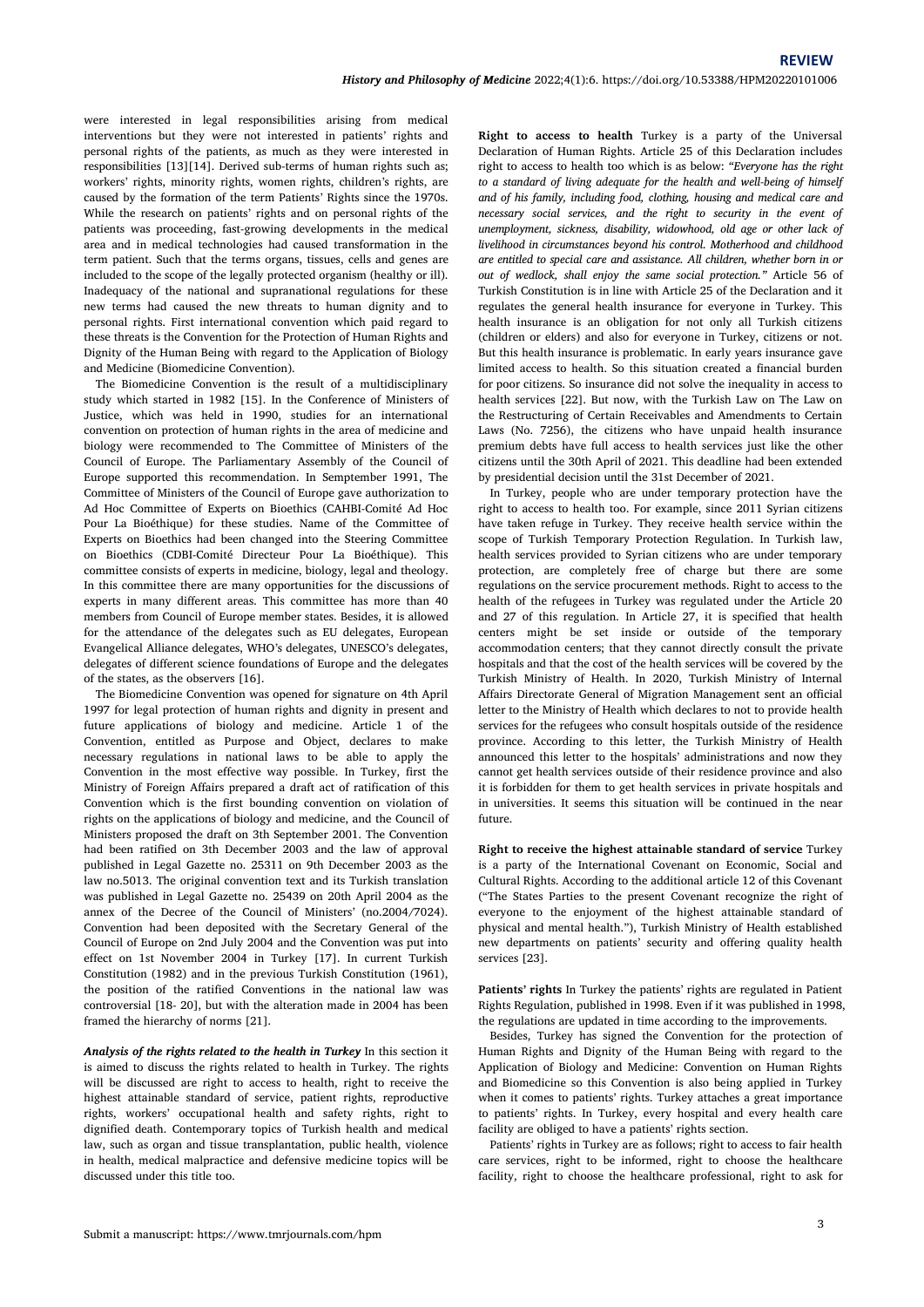were interested in legal responsibilities arising from medical interventions but they were not interested in patients' rights and personal rights of the patients, as much as they were interested in responsibilities [13][14]. Derived sub-terms of human rights such as; workers' rights, minority rights, women rights, children's rights, are caused by the formation of the term Patients' Rights since the 1970s. While the research on patients' rights and on personal rights of the patients was proceeding, fast-growing developments in the medical area and in medical technologies had caused transformation in the term patient. Such that the terms organs, tissues, cells and genes are included to the scope of the legally protected organism (healthy or ill). Inadequacy of the national and supranational regulations for these new terms had caused the new threats to human dignity and to personal rights. First international convention which paid regard to these threats is the Convention for the Protection of Human Rights and Dignity of the Human Being with regard to the Application of Biology and Medicine (Biomedicine Convention).

The Biomedicine Convention is the result of a multidisciplinary study which started in 1982 [15]. In the Conference of Ministers of Justice, which was held in 1990, studies for an international convention on protection of human rights in the area of medicine and biology were recommended to The Committee of Ministers of the Council of Europe. The Parliamentary Assembly of the Council of Europe supported this recommendation. In Semptember 1991, The Committee of Ministers of the Council of Europe gave authorization to Ad Hoc Committee of Experts on Bioethics (CAHBI-Comité Ad Hoc Pour La Bioéthique) for these studies. Name of the Committee of Experts on Bioethics had been changed into the Steering Committee on Bioethics (CDBI-Comité Directeur Pour La Bioéthique). This committee consists of experts in medicine, biology, legal and theology. In this committee there are many opportunities for the discussions of experts in many different areas. This committee has more than 40 members from Council of Europe member states. Besides, it is allowed for the attendance of the delegates such as EU delegates, European Evangelical Alliance delegates, WHO's delegates, UNESCO's delegates, delegates of different science foundations of Europe and the delegates of the states, as the observers [16].

The Biomedicine Convention was opened for signature on 4th April 1997 for legal protection of human rights and dignity in present and future applications of biology and medicine. Article 1 of the Convention, entitled as Purpose and Object, declares to make necessary regulations in national laws to be able to apply the Convention in the most effective way possible. In Turkey, first the Ministry of Foreign Affairs prepared a draft act of ratification of this Convention which is the first bounding convention on violation of rights on the applications of biology and medicine, and the Council of Ministers proposed the draft on 3th September 2001. The Convention had been ratified on 3th December 2003 and the law of approval published in Legal Gazette no. 25311 on 9th December 2003 as the law no.5013. The original convention text and its Turkish translation was published in Legal Gazette no. 25439 on 20th April 2004 as the annex of the Decree of the Council of Ministers' (no.2004/7024). Convention had been deposited with the Secretary General of the Council of Europe on 2nd July 2004 and the Convention was put into effect on 1st November 2004 in Turkey [17]. In current Turkish Constitution (1982) and in the previous Turkish Constitution (1961), the position of the ratified Conventions in the national law was controversial [18- 20], but with the alteration made in 2004 has been framed the hierarchy of norms [21].

***Analysis of the rights related to the health in Turkey*** In this section it is aimed to discuss the rights related to health in Turkey. The rights will be discussed are right to access to health, right to receive the highest attainable standard of service, patient rights, reproductive rights, workers' occupational health and safety rights, right to dignified death. Contemporary topics of Turkish health and medical law, such as organ and tissue transplantation, public health, violence in health, medical malpractice and defensive medicine topics will be discussed under this title too.

**Right to access to health** Turkey is a party of the Universal Declaration of Human Rights. Article 25 of this Declaration includes right to access to health too which is as below: *"Everyone has the right to a standard of living adequate for the health and well-being of himself and of his family, including food, clothing, housing and medical care and necessary social services, and the right to security in the event of unemployment, sickness, disability, widowhood, old age or other lack of livelihood in circumstances beyond his control. Motherhood and childhood are entitled to special care and assistance. All children, whether born in or out of wedlock, shall enjoy the same social protection."* Article 56 of Turkish Constitution is in line with Article 25 of the Declaration and it regulates the general health insurance for everyone in Turkey. This health insurance is an obligation for not only all Turkish citizens (children or elders) and also for everyone in Turkey, citizens or not. But this health insurance is problematic. In early years insurance gave limited access to health. So this situation created a financial burden for poor citizens. So insurance did not solve the inequality in access to health services [22]. But now, with the Turkish Law on The Law on the Restructuring of Certain Receivables and Amendments to Certain Laws (No. 7256), the citizens who have unpaid health insurance premium debts have full access to health services just like the other citizens until the 30th April of 2021. This deadline had been extended by presidential decision until the 31st December of 2021.

In Turkey, people who are under temporary protection have the right to access to health too. For example, since 2011 Syrian citizens have taken refuge in Turkey. They receive health service within the scope of Turkish Temporary Protection Regulation. In Turkish law, health services provided to Syrian citizens who are under temporary protection, are completely free of charge but there are some regulations on the service procurement methods. Right to access to the health of the refugees in Turkey was regulated under the Article 20 and 27 of this regulation. In Article 27, it is specified that health centers might be set inside or outside of the temporary accommodation centers; that they cannot directly consult the private hospitals and that the cost of the health services will be covered by the Turkish Ministry of Health. In 2020, Turkish Ministry of Internal Affairs Directorate General of Migration Management sent an official letter to the Ministry of Health which declares to not to provide health services for the refugees who consult hospitals outside of the residence province. According to this letter, the Turkish Ministry of Health announced this letter to the hospitals' administrations and now they cannot get health services outside of their residence province and also it is forbidden for them to get health services in private hospitals and in universities. It seems this situation will be continued in the near future.

**Right to receive the highest attainable standard of service** Turkey is a party of the International Covenant on Economic, Social and Cultural Rights. According to the additional article 12 of this Covenant ("The States Parties to the present Covenant recognize the right of everyone to the enjoyment of the highest attainable standard of physical and mental health."), Turkish Ministry of Health established new departments on patients' security and offering quality health services [23].

**Patients' rights** In Turkey the patients' rights are regulated in Patient Rights Regulation, published in 1998. Even if it was published in 1998, the regulations are updated in time according to the improvements.

Besides, Turkey has signed the Convention for the protection of Human Rights and Dignity of the Human Being with regard to the Application of Biology and Medicine: Convention on Human Rights and Biomedicine so this Convention is also being applied in Turkey when it comes to patients' rights. Turkey attaches a great importance to patients' rights. In Turkey, every hospital and every health care facility are obliged to have a patients' rights section.

Patients' rights in Turkey are as follows; right to access to fair health care services, right to be informed, right to choose the healthcare facility, right to choose the healthcare professional, right to ask for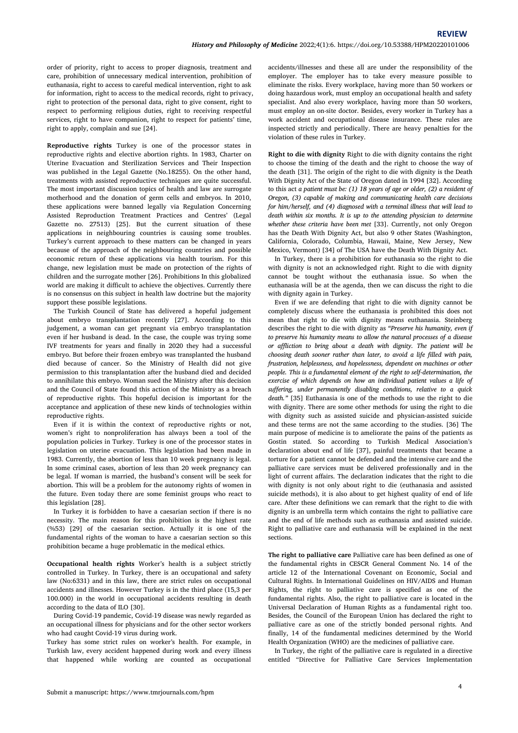order of priority, right to access to proper diagnosis, treatment and care, prohibition of unnecessary medical intervention, prohibition of euthanasia, right to access to careful medical intervention, right to ask for information, right to access to the medical records, right to privacy, right to protection of the personal data, right to give consent, right to respect to performing religious duties, right to receiving respectful services, right to have companion, right to respect for patients' time, right to apply, complain and sue [24].

**Reproductive rights** Turkey is one of the processor states in reproductive rights and elective abortion rights. In 1983, Charter on Uterine Evacuation and Sterilization Services and Their Inspection was published in the Legal Gazette (No.18255). On the other hand, treatments with assisted reproductive techniques are quite successful. The most important discussion topics of health and law are surrogate motherhood and the donation of germ cells and embryos. In 2010, these applications were banned legally via Regulation Concerning Assisted Reproduction Treatment Practices and Centres' (Legal Gazette no. 27513) [25]. But the current situation of these applications in neighbouring countries is causing some troubles. Turkey's current approach to these matters can be changed in years because of the approach of the neighbouring countries and possible economic return of these applications via health tourism. For this change, new legislation must be made on protection of the rights of children and the surrogate mother [26]. Prohibitions In this globalized world are making it difficult to achieve the objectives. Currently there is no consensus on this subject in health law doctrine but the majority support these possible legislations.

The Turkish Council of State has delivered a hopeful judgement about embryo transplantation recently [27]. According to this judgement, a woman can get pregnant via embryo transplantation even if her husband is dead. In the case, the couple was trying some IVF treatments for years and finally in 2020 they had a successful embryo. But before their frozen embryo was transplanted the husband died because of cancer. So the Ministry of Health did not give permission to this transplantation after the husband died and decided to annihilate this embryo. Woman sued the Ministry after this decision and the Council of State found this action of the Ministry as a breach of reproductive rights. This hopeful decision is important for the acceptance and application of these new kinds of technologies within reproductive rights.

Even if it is within the context of reproductive rights or not, women's right to nonproliferation has always been a tool of the population policies in Turkey. Turkey is one of the processor states in legislation on uterine evacuation. This legislation had been made in 1983. Currently, the abortion of less than 10 week pregnancy is legal. In some criminal cases, abortion of less than 20 week pregnancy can be legal. If woman is married, the husband's consent will be seek for abortion. This will be a problem for the autonomy rights of women in the future. Even today there are some feminist groups who react to this legislation [28].

In Turkey it is forbidden to have a caesarian section if there is no necessity. The main reason for this prohibition is the highest rate (%53) [29] of the caesarian section. Actually it is one of the fundamental rights of the woman to have a caesarian section so this prohibition became a huge problematic in the medical ethics.

**Occupational health rights** Worker's health is a subject strictly controlled in Turkey. In Turkey, there is an occupational and safety law (No:6331) and in this law, there are strict rules on occupational accidents and illnesses. However Turkey is in the third place (15,3 per 100.000) in the world in occupational accidents resulting in death according to the data of ILO [30].

During Covid-19 pandemic, Covid-19 disease was newly regarded as an occupational illness for physicians and for the other sector workers who had caught Covid-19 virus during work.

Turkey has some strict rules on worker's health. For example, in Turkish law, every accident happened during work and every illness that happened while working are counted as occupational accidents/illnesses and these all are under the responsibility of the employer. The employer has to take every measure possible to eliminate the risks. Every workplace, having more than 50 workers or doing hazardous work, must employ an occupational health and safety specialist. And also every workplace, having more than 50 workers, must employ an on-site doctor. Besides, every worker in Turkey has a work accident and occupational disease insurance. These rules are inspected strictly and periodically. There are heavy penalties for the violation of these rules in Turkey.

**Right to die with dignity** Right to die with dignity contains the right to choose the timing of the death and the right to choose the way of the death [31]. The origin of the right to die with dignity is the Death With Dignity Act of the State of Oregon dated in 1994 [32]. According to this act *a patient must be: (1) 18 years of age or older, (2) a resident of Oregon, (3) capable of making and communicating health care decisions for him/herself, and (4) diagnosed with a terminal illness that will lead to death within six months. It is up to the attending physician to determine whether these criteria have been met* [33]. Currently, not only Oregon has the Death With Dignity Act, but also 9 other States (Washington, California, Colorado, Columbia, Hawaii, Maine, New Jersey, New Mexico, Vermont) [34] of The USA have the Death With Dignity Act.

In Turkey, there is a prohibition for euthanasia so the right to die with dignity is not an acknowledged right. Right to die with dignity cannot be tought without the euthanasia issue. So when the euthanasia will be at the agenda, then we can discuss the right to die with dignity again in Turkey.

Even if we are defending that right to die with dignity cannot be completely discuss where the euthanasia is prohibited this does not mean that right to die with dignity means euthanasia. Steinberg describes the right to die with dignity as *"Preserve his humanity, even if to preserve his humanity means to allow the natural processes of a disease or affliction to bring about a death with dignity. The patient will be choosing death sooner rather than later, to avoid a life filled with pain, frustration, helplessness, and hopelessness, dependent on machines or other people. This is a fundamental element of the right to self-determination, the exercise of which depends on how an individual patient values a life of suffering, under permanently disabling conditions, relative to a quick death."* [35] Euthanasia is one of the methods to use the right to die with dignity. There are some other methods for using the right to die with dignity such as assisted suicide and physician-assisted suicide and these terms are not the same according to the studies. [36] The main purpose of medicine is to ameliorate the pains of the patients as Gostin stated. So according to Turkish Medical Association's declaration about end of life [37], painful treatments that became a torture for a patient cannot be defended and the intensive care and the palliative care services must be delivered professionally and in the light of current affairs. The declaration indicates that the right to die with dignity is not only about right to die (euthanasia and assisted suicide methods), it is also about to get highest quality of end of life care. After these definitions we can remark that the right to die with dignity is an umbrella term which contains the right to palliative care and the end of life methods such as euthanasia and assisted suicide. Right to palliative care and euthanasia will be explained in the next sections.

**The right to palliative care** Palliative care has been defined as one of the fundamental rights in CESCR General Comment No. 14 of the article 12 of the International Covenant on Economic, Social and Cultural Rights. In International Guidelines on HIV/AIDS and Human Rights, the right to palliative care is specified as one of the fundamental rights. Also, the right to palliative care is located in the Universal Declaration of Human Rights as a fundamental right too. Besides, the Council of the European Union has declared the right to palliative care as one of the strictly bonded personal rights. And finally, 14 of the fundamental medicines determined by the World Health Organization (WHO) are the medicines of palliative care.

In Turkey, the right of the palliative care is regulated in a directive entitled "Directive for Palliative Care Services Implementation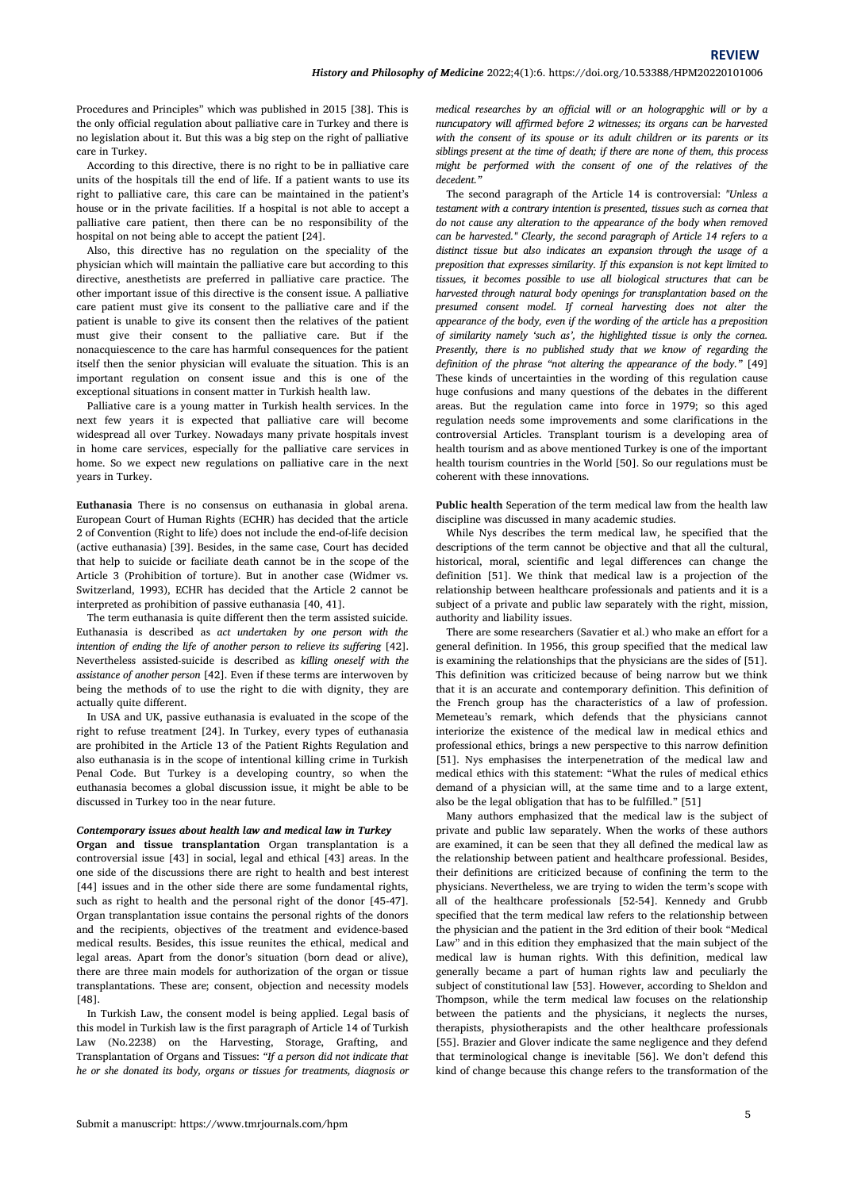Procedures and Principles" which was published in 2015 [38]. This is the only official regulation about palliative care in Turkey and there is no legislation about it. But this was a big step on the right of palliative care in Turkey.

According to this directive, there is no right to be in palliative care units of the hospitals till the end of life. If a patient wants to use its right to palliative care, this care can be maintained in the patient's house or in the private facilities. If a hospital is not able to accept a palliative care patient, then there can be no responsibility of the hospital on not being able to accept the patient [24].

Also, this directive has no regulation on the speciality of the physician which will maintain the palliative care but according to this directive, anesthetists are preferred in palliative care practice. The other important issue of this directive is the consent issue. A palliative care patient must give its consent to the palliative care and if the patient is unable to give its consent then the relatives of the patient must give their consent to the palliative care. But if the nonacquiescence to the care has harmful consequences for the patient itself then the senior physician will evaluate the situation. This is an important regulation on consent issue and this is one of the exceptional situations in consent matter in Turkish health law.

Palliative care is a young matter in Turkish health services. In the next few years it is expected that palliative care will become widespread all over Turkey. Nowadays many private hospitals invest in home care services, especially for the palliative care services in home. So we expect new regulations on palliative care in the next years in Turkey.

**Euthanasia** There is no consensus on euthanasia in global arena. European Court of Human Rights (ECHR) has decided that the article 2 of Convention (Right to life) does not include the end-of-life decision (active euthanasia) [39]. Besides, in the same case, Court has decided that help to suicide or faciliate death cannot be in the scope of the Article 3 (Prohibition of torture). But in another case (Widmer vs. Switzerland, 1993), ECHR has decided that the Article 2 cannot be interpreted as prohibition of passive euthanasia [40, 41].

The term euthanasia is quite different then the term assisted suicide. Euthanasia is described as *act undertaken by one person with the intention of ending the life of another person to relieve its suffering* [42]. Nevertheless assisted-suicide is described as *killing oneself with the assistance of another person* [42]. Even if these terms are interwoven by being the methods of to use the right to die with dignity, they are actually quite different.

In USA and UK, passive euthanasia is evaluated in the scope of the right to refuse treatment [24]. In Turkey, every types of euthanasia are prohibited in the Article 13 of the Patient Rights Regulation and also euthanasia is in the scope of intentional killing crime in Turkish Penal Code. But Turkey is a developing country, so when the euthanasia becomes a global discussion issue, it might be able to be discussed in Turkey too in the near future.

### *Contemporary issues about health law and medical law in Turkey*

**Organ and tissue transplantation** Organ transplantation is a controversial issue [43] in social, legal and ethical [43] areas. In the one side of the discussions there are right to health and best interest [44] issues and in the other side there are some fundamental rights, such as right to health and the personal right of the donor [45-47]. Organ transplantation issue contains the personal rights of the donors and the recipients, objectives of the treatment and evidence-based medical results. Besides, this issue reunites the ethical, medical and legal areas. Apart from the donor's situation (born dead or alive), there are three main models for authorization of the organ or tissue transplantations. These are; consent, objection and necessity models [48].

In Turkish Law, the consent model is being applied. Legal basis of this model in Turkish law is the first paragraph of Article 14 of Turkish Law (No.2238) on the Harvesting, Storage, Grafting, and Transplantation of Organs and Tissues: *"If a person did not indicate that he or she donated its body, organs or tissues for treatments, diagnosis or medical researches by an official will or an holograpghic will or by a nuncupatory will affirmed before 2 witnesses; its organs can be harvested with the consent of its spouse or its adult children or its parents or its siblings present at the time of death; if there are none of them, this process might be performed with the consent of one of the relatives of the decedent."*

The second paragraph of the Article 14 is controversial: *"Unless a testament with a contrary intention is presented, tissues such as cornea that do not cause any alteration to the appearance of the body when removed can be harvested." Clearly, the second paragraph of Article 14 refers to a distinct tissue but also indicates an expansion through the usage of a preposition that expresses similarity. If this expansion is not kept limited to tissues, it becomes possible to use all biological structures that can be harvested through natural body openings for transplantation based on the presumed consent model. If corneal harvesting does not alter the appearance of the body, even if the wording of the article has a preposition of similarity namely 'such as', the highlighted tissue is only the cornea. Presently, there is no published study that we know of regarding the definition of the phrase "not altering the appearance of the body."* [49] These kinds of uncertainties in the wording of this regulation cause huge confusions and many questions of the debates in the different areas. But the regulation came into force in 1979; so this aged regulation needs some improvements and some clarifications in the controversial Articles. Transplant tourism is a developing area of health tourism and as above mentioned Turkey is one of the important health tourism countries in the World [50]. So our regulations must be coherent with these innovations.

**Public health** Seperation of the term medical law from the health law discipline was discussed in many academic studies.

While Nys describes the term medical law, he specified that the descriptions of the term cannot be objective and that all the cultural, historical, moral, scientific and legal differences can change the definition [51]. We think that medical law is a projection of the relationship between healthcare professionals and patients and it is a subject of a private and public law separately with the right, mission, authority and liability issues.

There are some researchers (Savatier et al.) who make an effort for a general definition. In 1956, this group specified that the medical law is examining the relationships that the physicians are the sides of [51]. This definition was criticized because of being narrow but we think that it is an accurate and contemporary definition. This definition of the French group has the characteristics of a law of profession. Memeteau's remark, which defends that the physicians cannot interiorize the existence of the medical law in medical ethics and professional ethics, brings a new perspective to this narrow definition [51]. Nys emphasises the interpenetration of the medical law and medical ethics with this statement: "What the rules of medical ethics demand of a physician will, at the same time and to a large extent, also be the legal obligation that has to be fulfilled." [51]

Many authors emphasized that the medical law is the subject of private and public law separately. When the works of these authors are examined, it can be seen that they all defined the medical law as the relationship between patient and healthcare professional. Besides, their definitions are criticized because of confining the term to the physicians. Nevertheless, we are trying to widen the term's scope with all of the healthcare professionals [52-54]. Kennedy and Grubb specified that the term medical law refers to the relationship between the physician and the patient in the 3rd edition of their book "Medical Law" and in this edition they emphasized that the main subject of the medical law is human rights. With this definition, medical law generally became a part of human rights law and peculiarly the subject of constitutional law [53]. However, according to Sheldon and Thompson, while the term medical law focuses on the relationship between the patients and the physicians, it neglects the nurses, therapists, physiotherapists and the other healthcare professionals [55]. Brazier and Glover indicate the same negligence and they defend that terminological change is inevitable [56]. We don't defend this kind of change because this change refers to the transformation of the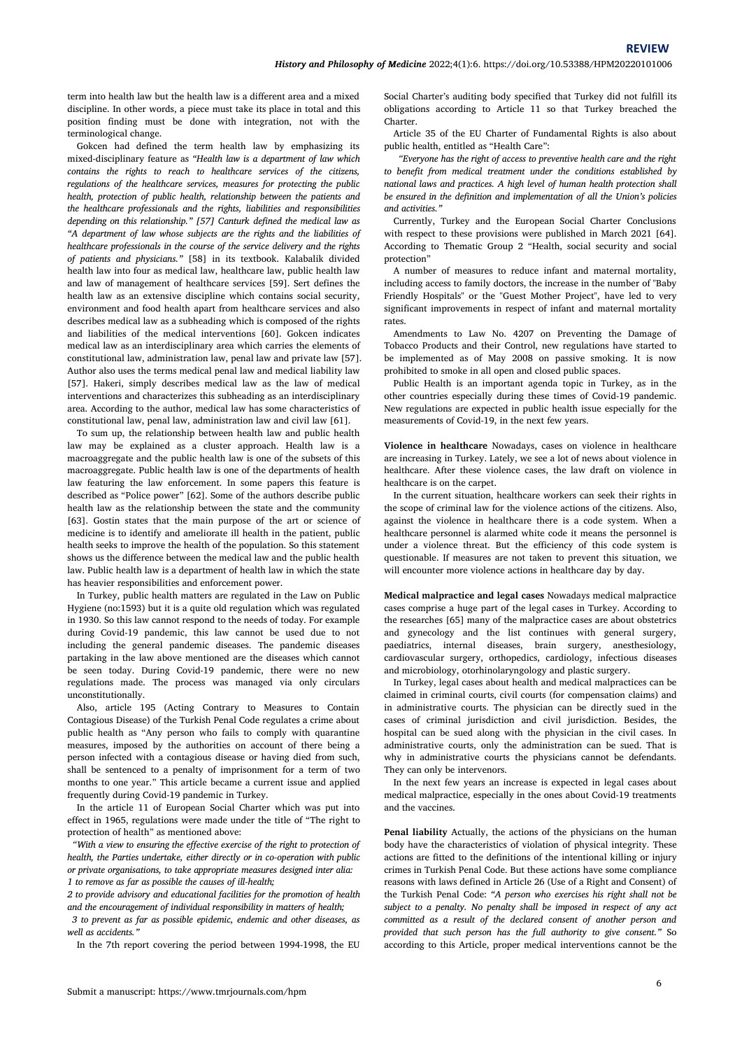term into health law but the health law is a different area and a mixed discipline. In other words, a piece must take its place in total and this position finding must be done with integration, not with the terminological change.

Gokcen had defined the term health law by emphasizing its mixed-disciplinary feature as *"Health law is a department of law which contains the rights to reach to healthcare services of the citizens, regulations of the healthcare services, measures for protecting the public health, protection of public health, relationship between the patients and the healthcare professionals and the rights, liabilities and responsibilities depending on this relationship." [57] Canturk defined the medical law as "A department of law whose subjects are the rights and the liabilities of healthcare professionals in the course of the service delivery and the rights of patients and physicians."* [58] in its textbook. Kalabalik divided health law into four as medical law, healthcare law, public health law and law of management of healthcare services [59]. Sert defines the health law as an extensive discipline which contains social security, environment and food health apart from healthcare services and also describes medical law as a subheading which is composed of the rights and liabilities of the medical interventions [60]. Gokcen indicates medical law as an interdisciplinary area which carries the elements of constitutional law, administration law, penal law and private law [57]. Author also uses the terms medical penal law and medical liability law [57]. Hakeri, simply describes medical law as the law of medical interventions and characterizes this subheading as an interdisciplinary area. According to the author, medical law has some characteristics of constitutional law, penal law, administration law and civil law [61].

To sum up, the relationship between health law and public health law may be explained as a cluster approach. Health law is a macroaggregate and the public health law is one of the subsets of this macroaggregate. Public health law is one of the departments of health law featuring the law enforcement. In some papers this feature is described as "Police power" [62]. Some of the authors describe public health law as the relationship between the state and the community [63]. Gostin states that the main purpose of the art or science of medicine is to identify and ameliorate ill health in the patient, public health seeks to improve the health of the population. So this statement shows us the difference between the medical law and the public health law. Public health law is a department of health law in which the state has heavier responsibilities and enforcement power.

In Turkey, public health matters are regulated in the Law on Public Hygiene (no:1593) but it is a quite old regulation which was regulated in 1930. So this law cannot respond to the needs of today. For example during Covid-19 pandemic, this law cannot be used due to not including the general pandemic diseases. The pandemic diseases partaking in the law above mentioned are the diseases which cannot be seen today. During Covid-19 pandemic, there were no new regulations made. The process was managed via only circulars unconstitutionally.

Also, article 195 (Acting Contrary to Measures to Contain Contagious Disease) of the Turkish Penal Code regulates a crime about public health as "Any person who fails to comply with quarantine measures, imposed by the authorities on account of there being a person infected with a contagious disease or having died from such, shall be sentenced to a penalty of imprisonment for a term of two months to one year." This article became a current issue and applied frequently during Covid-19 pandemic in Turkey.

In the article 11 of European Social Charter which was put into effect in 1965, regulations were made under the title of "The right to protection of health" as mentioned above:

*"With a view to ensuring the effective exercise of the right to protection of health, the Parties undertake, either directly or in co-operation with public or private organisations, to take appropriate measures designed inter alia:*
*1 to remove as far as possible the causes of ill-health;*
*2 to provide advisory and educational facilities for the promotion of health and the encouragement of individual responsibility in matters of health;*
*3 to prevent as far as possible epidemic, endemic and other diseases, as well as accidents."*

In the 7th report covering the period between 1994-1998, the EU Social Charter's auditing body specified that Turkey did not fulfill its obligations according to Article 11 so that Turkey breached the Charter.

Article 35 of the EU Charter of Fundamental Rights is also about public health, entitled as "Health Care":

*"Everyone has the right of access to preventive health care and the right to benefit from medical treatment under the conditions established by national laws and practices. A high level of human health protection shall be ensured in the definition and implementation of all the Union's policies and activities."*

Currently, Turkey and the European Social Charter Conclusions with respect to these provisions were published in March 2021 [64]. According to Thematic Group 2 "Health, social security and social protection"

A number of measures to reduce infant and maternal mortality, including access to family doctors, the increase in the number of "Baby Friendly Hospitals" or the "Guest Mother Project", have led to very significant improvements in respect of infant and maternal mortality rates.

Amendments to Law No. 4207 on Preventing the Damage of Tobacco Products and their Control, new regulations have started to be implemented as of May 2008 on passive smoking. It is now prohibited to smoke in all open and closed public spaces.

Public Health is an important agenda topic in Turkey, as in the other countries especially during these times of Covid-19 pandemic. New regulations are expected in public health issue especially for the measurements of Covid-19, in the next few years.

**Violence in healthcare** Nowadays, cases on violence in healthcare are increasing in Turkey. Lately, we see a lot of news about violence in healthcare. After these violence cases, the law draft on violence in healthcare is on the carpet.

In the current situation, healthcare workers can seek their rights in the scope of criminal law for the violence actions of the citizens. Also, against the violence in healthcare there is a code system. When a healthcare personnel is alarmed white code it means the personnel is under a violence threat. But the efficiency of this code system is questionable. If measures are not taken to prevent this situation, we will encounter more violence actions in healthcare day by day.

**Medical malpractice and legal cases** Nowadays medical malpractice cases comprise a huge part of the legal cases in Turkey. According to the researches [65] many of the malpractice cases are about obstetrics and gynecology and the list continues with general surgery, paediatrics, internal diseases, brain surgery, anesthesiology, cardiovascular surgery, orthopedics, cardiology, infectious diseases and microbiology, otorhinolaryngology and plastic surgery.

In Turkey, legal cases about health and medical malpractices can be claimed in criminal courts, civil courts (for compensation claims) and in administrative courts. The physician can be directly sued in the cases of criminal jurisdiction and civil jurisdiction. Besides, the hospital can be sued along with the physician in the civil cases. In administrative courts, only the administration can be sued. That is why in administrative courts the physicians cannot be defendants. They can only be intervenors.

In the next few years an increase is expected in legal cases about medical malpractice, especially in the ones about Covid-19 treatments and the vaccines.

**Penal liability** Actually, the actions of the physicians on the human body have the characteristics of violation of physical integrity. These actions are fitted to the definitions of the intentional killing or injury crimes in Turkish Penal Code. But these actions have some compliance reasons with laws defined in Article 26 (Use of a Right and Consent) of the Turkish Penal Code: *"A person who exercises his right shall not be subject to a penalty. No penalty shall be imposed in respect of any act committed as a result of the declared consent of another person and provided that such person has the full authority to give consent."* So according to this Article, proper medical interventions cannot be the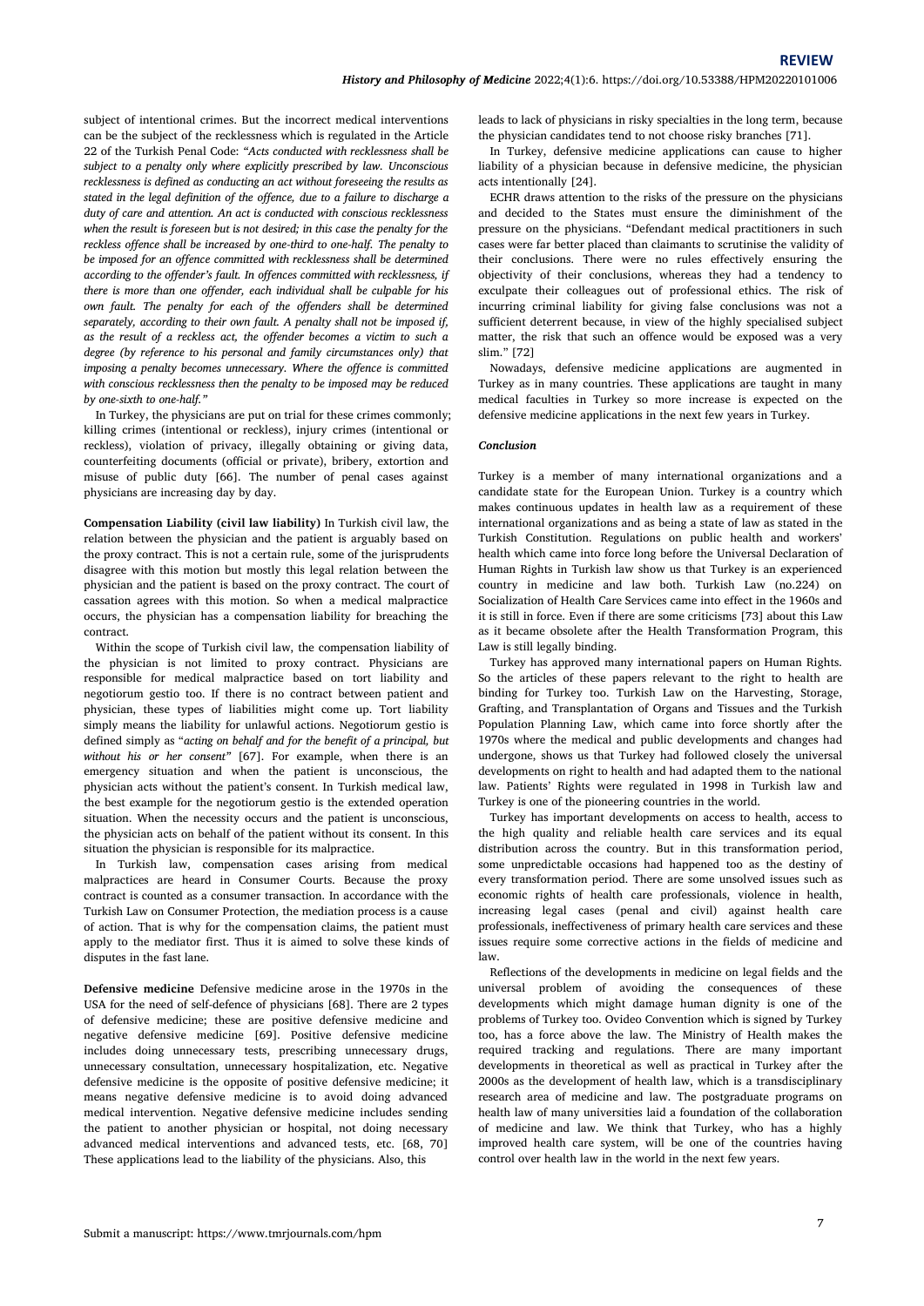subject of intentional crimes. But the incorrect medical interventions can be the subject of the recklessness which is regulated in the Article 22 of the Turkish Penal Code: *"Acts conducted with recklessness shall be subject to a penalty only where explicitly prescribed by law. Unconscious recklessness is defined as conducting an act without foreseeing the results as stated in the legal definition of the offence, due to a failure to discharge a duty of care and attention. An act is conducted with conscious recklessness when the result is foreseen but is not desired; in this case the penalty for the reckless offence shall be increased by one-third to one-half. The penalty to be imposed for an offence committed with recklessness shall be determined according to the offender's fault. In offences committed with recklessness, if there is more than one offender, each individual shall be culpable for his own fault. The penalty for each of the offenders shall be determined separately, according to their own fault. A penalty shall not be imposed if, as the result of a reckless act, the offender becomes a victim to such a degree (by reference to his personal and family circumstances only) that imposing a penalty becomes unnecessary. Where the offence is committed with conscious recklessness then the penalty to be imposed may be reduced by one-sixth to one-half."*

In Turkey, the physicians are put on trial for these crimes commonly; killing crimes (intentional or reckless), injury crimes (intentional or reckless), violation of privacy, illegally obtaining or giving data, counterfeiting documents (official or private), bribery, extortion and misuse of public duty [66]. The number of penal cases against physicians are increasing day by day.

**Compensation Liability (civil law liability)** In Turkish civil law, the relation between the physician and the patient is arguably based on the proxy contract. This is not a certain rule, some of the jurisprudents disagree with this motion but mostly this legal relation between the physician and the patient is based on the proxy contract. The court of cassation agrees with this motion. So when a medical malpractice occurs, the physician has a compensation liability for breaching the contract.

Within the scope of Turkish civil law, the compensation liability of the physician is not limited to proxy contract. Physicians are responsible for medical malpractice based on tort liability and negotiorum gestio too. If there is no contract between patient and physician, these types of liabilities might come up. Tort liability simply means the liability for unlawful actions. Negotiorum gestio is defined simply as "*acting on behalf and for the benefit of a principal, but without his or her consent*" [67]. For example, when there is an emergency situation and when the patient is unconscious, the physician acts without the patient's consent. In Turkish medical law, the best example for the negotiorum gestio is the extended operation situation. When the necessity occurs and the patient is unconscious, the physician acts on behalf of the patient without its consent. In this situation the physician is responsible for its malpractice.

In Turkish law, compensation cases arising from medical malpractices are heard in Consumer Courts. Because the proxy contract is counted as a consumer transaction. In accordance with the Turkish Law on Consumer Protection, the mediation process is a cause of action. That is why for the compensation claims, the patient must apply to the mediator first. Thus it is aimed to solve these kinds of disputes in the fast lane.

**Defensive medicine** Defensive medicine arose in the 1970s in the USA for the need of self-defence of physicians [68]. There are 2 types of defensive medicine; these are positive defensive medicine and negative defensive medicine [69]. Positive defensive medicine includes doing unnecessary tests, prescribing unnecessary drugs, unnecessary consultation, unnecessary hospitalization, etc. Negative defensive medicine is the opposite of positive defensive medicine; it means negative defensive medicine is to avoid doing advanced medical intervention. Negative defensive medicine includes sending the patient to another physician or hospital, not doing necessary advanced medical interventions and advanced tests, etc. [68, 70] These applications lead to the liability of the physicians. Also, this leads to lack of physicians in risky specialties in the long term, because the physician candidates tend to not choose risky branches [71].

In Turkey, defensive medicine applications can cause to higher liability of a physician because in defensive medicine, the physician acts intentionally [24].

ECHR draws attention to the risks of the pressure on the physicians and decided to the States must ensure the diminishment of the pressure on the physicians. "Defendant medical practitioners in such cases were far better placed than claimants to scrutinise the validity of their conclusions. There were no rules effectively ensuring the objectivity of their conclusions, whereas they had a tendency to exculpate their colleagues out of professional ethics. The risk of incurring criminal liability for giving false conclusions was not a sufficient deterrent because, in view of the highly specialised subject matter, the risk that such an offence would be exposed was a very slim." [72]

Nowadays, defensive medicine applications are augmented in Turkey as in many countries. These applications are taught in many medical faculties in Turkey so more increase is expected on the defensive medicine applications in the next few years in Turkey.

### *Conclusion*

Turkey is a member of many international organizations and a candidate state for the European Union. Turkey is a country which makes continuous updates in health law as a requirement of these international organizations and as being a state of law as stated in the Turkish Constitution. Regulations on public health and workers' health which came into force long before the Universal Declaration of Human Rights in Turkish law show us that Turkey is an experienced country in medicine and law both. Turkish Law (no.224) on Socialization of Health Care Services came into effect in the 1960s and it is still in force. Even if there are some criticisms [73] about this Law as it became obsolete after the Health Transformation Program, this Law is still legally binding.

Turkey has approved many international papers on Human Rights. So the articles of these papers relevant to the right to health are binding for Turkey too. Turkish Law on the Harvesting, Storage, Grafting, and Transplantation of Organs and Tissues and the Turkish Population Planning Law, which came into force shortly after the 1970s where the medical and public developments and changes had undergone, shows us that Turkey had followed closely the universal developments on right to health and had adapted them to the national law. Patients' Rights were regulated in 1998 in Turkish law and Turkey is one of the pioneering countries in the world.

Turkey has important developments on access to health, access to the high quality and reliable health care services and its equal distribution across the country. But in this transformation period, some unpredictable occasions had happened too as the destiny of every transformation period. There are some unsolved issues such as economic rights of health care professionals, violence in health, increasing legal cases (penal and civil) against health care professionals, ineffectiveness of primary health care services and these issues require some corrective actions in the fields of medicine and law.

Reflections of the developments in medicine on legal fields and the universal problem of avoiding the consequences of these developments which might damage human dignity is one of the problems of Turkey too. Ovideo Convention which is signed by Turkey too, has a force above the law. The Ministry of Health makes the required tracking and regulations. There are many important developments in theoretical as well as practical in Turkey after the 2000s as the development of health law, which is a transdisciplinary research area of medicine and law. The postgraduate programs on health law of many universities laid a foundation of the collaboration of medicine and law. We think that Turkey, who has a highly improved health care system, will be one of the countries having control over health law in the world in the next few years.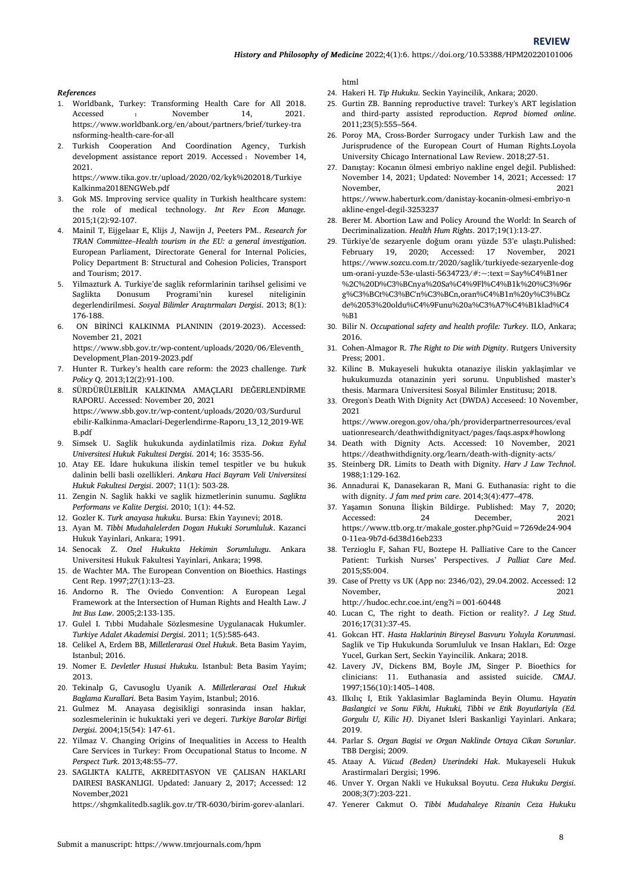*References*

1. Worldbank, Turkey: Transforming Health Care for All 2018. Accessed : November 14, 2021. https://www.worldbank.org/en/about/partners/brief/turkey-transforming-health-care-for-all
2. Turkish Cooperation And Coordination Agency, Turkish development assistance report 2019. Accessed : November 14, 2021. https://www.tika.gov.tr/upload/2020/02/kyk%202018/TurkiyeKalkinma2018ENGWeb.pdf
3. Gok MS. Improving service quality in Turkish healthcare system: the role of medical technology. *Int Rev Econ Manage.* 2015;1(2):92-107.
4. Mainil T, Eijgelaar E, Klijs J, Nawijn J, Peeters PM.. *Research for TRAN Committee–Health tourism in the EU: a general investigation.* European Parliament, Directorate General for Internal Policies, Policy Department B: Structural and Cohesion Policies, Transport and Tourism; 2017.
5. Yilmazturk A. Turkiye'de saglik reformlarinin tarihsel gelisimi ve Saglikta Donusum Programi'nin kuresel niteliginin degerlendirilmesi. *Sosyal Bilimler Araştırmaları Dergisi*. 2013; 8(1): 176-188.
6. ON BİRİNCİ KALKINMA PLANININ (2019-2023). Accessed: November 21, 2021 https://www.sbb.gov.tr/wp-content/uploads/2020/06/Eleventh_Development_Plan-2019-2023.pdf
7. Hunter R. Turkey's health care reform: the 2023 challenge. *Turk Policy Q*. 2013;12(2):91-100.
8. SÜRDÜRÜLEBİLİR KALKINMA AMAÇLARI DEĞERLENDİRME RAPORU. Accessed: November 20, 2021 https://www.sbb.gov.tr/wp-content/uploads/2020/03/Surdurulebilir-Kalkinma-Amaclari-Degerlendirme-Raporu_13_12_2019-WEB.pdf
9. Simsek U. Saglik hukukunda aydinlatilmis riza. *Dokuz Eylul Universitesi Hukuk Fakultesi Dergisi*. 2014; 16: 3535-56.
10. Atay EE. İdare hukukuna iliskin temel tespitler ve bu hukuk dalinin belli basli ozellikleri. *Ankara Haci Bayram Veli Universitesi Hukuk Fakultesi Dergisi*. 2007; 11(1): 503-28.
11. Zengin N. Saglik hakki ve saglik hizmetlerinin sunumu. *Saglikta Performans ve Kalite Dergisi*. 2010; 1(1): 44-52.
12. Gozler K. *Turk anayasa hukuku*. Bursa: Ekin Yayınevi; 2018.
13. Ayan M. *Tibbi Mudahalelerden Dogan Hukuki Sorumluluk*. Kazanci Hukuk Yayinlari, Ankara; 1991.
14. Senocak Z. *Ozel Hukukta Hekimin Sorumlulugu*. Ankara Universitesi Hukuk Fakultesi Yayinlari, Ankara; 1998.
15. de Wachter MA. The European Convention on Bioethics. Hastings Cent Rep. 1997;27(1):13–23.
16. Andorno R. The Oviedo Convention: A European Legal Framework at the Intersection of Human Rights and Health Law. *J Int Bus Law*. 2005;2:133-135.
17. Gulel I. Tıbbi Mudahale Sözlesmesine Uygulanacak Hukumler. *Turkiye Adalet Akademisi Dergisi*. 2011; 1(5):585-643.
18. Celikel A, Erdem BB, *Milletlerarasi Ozel Hukuk*. Beta Basim Yayim, Istanbul; 2016.
19. Nomer E. *Devletler Hususi Hukuku*. Istanbul: Beta Basim Yayim; 2013.
20. Tekinalp G, Cavusoglu Uyanik A. *Milletlerarasi Ozel Hukuk Baglama Kurallari*. Beta Basim Yayim, Istanbul; 2016.
21. Gulmez M. Anayasa degisikligi sonrasinda insan haklar, sozlesmelerinin ic hukuktaki yeri ve degeri. *Turkiye Barolar Birligi Dergisi*. 2004;15(54): 147-61.
22. Yilmaz V. Changing Origins of Inequalities in Access to Health Care Services in Turkey: From Occupational Status to Income. *N Perspect Turk*. 2013;48:55–77.
23. SAGLIKTA KALITE, AKREDITASYON VE ÇALISAN HAKLARI DAIRESI BASKANLIGI. Updated: January 2, 2017; Accessed: 12 November,2021 https://shgmkalitedb.saglik.gov.tr/TR-6030/birim-gorev-alanlari.html
24. Hakeri H. *Tip Hukuku*. Seckin Yayincilik, Ankara; 2020.
25. Gurtin ZB. Banning reproductive travel: Turkey's ART legislation and third-party assisted reproduction. *Reprod biomed online*. 2011;23(5):555–564.
26. Poroy MA, Cross-Border Surrogacy under Turkish Law and the Jurisprudence of the European Court of Human Rights.Loyola University Chicago International Law Review. 2018;27-51.
27. Danıştay: Kocanın ölmesi embriyo nakline engel değil. Published: November 14, 2021; Updated: November 14, 2021; Accessed: 17 November, 2021 https://www.haberturk.com/danistay-kocanin-olmesi-embriyo-nakline-engel-degil-3253237
28. Berer M. Abortion Law and Policy Around the World: In Search of Decriminalization. *Health Hum Rights*. 2017;19(1):13-27.
29. Türkiye'de sezaryenle doğum oranı yüzde 53'e ulaştı.Pulished: February 19, 2020; Accessed: 17 November, 2021 https://www.sozcu.com.tr/2020/saglik/turkiyede-sezaryenle-dogum-orani-yuzde-53e-ulasti-5634723/#:~:text=Say%C4%B1ner%2C%20D%C3%BCnya%20Sa%C4%9Fl%C4%B1k%20%C3%96rg%C3%BCt%C3%BC'n%C3%BCn,oran%C4%B1n%20y%C3%BCzde%2053%20oldu%C4%9Funu%20a%C3%A7%C4%B1klad%C4%B1
30. Bilir N. *Occupational safety and health profile: Turkey*. ILO, Ankara; 2016.
31. Cohen-Almagor R. *The Right to Die with Dignity*. Rutgers University Press; 2001.
32. Kilinc B. Mukayeseli hukukta otanaziye iliskin yaklaşimlar ve hukukumuzda otanazinin yeri sorunu. Unpublished master's thesis. Marmara Universitesi Sosyal Bilimler Enstitusu; 2018.
33. Oregon's Death With Dignity Act (DWDA) Acceseed: 10 November, 2021 https://www.oregon.gov/oha/ph/providerpartnerresources/evaluationresearch/deathwithdignityact/pages/faqs.aspx#howlong
34. Death with Dignity Acts. Accessed: 10 November, 2021 https://deathwithdignity.org/learn/death-with-dignity-acts/
35. Steinberg DR. Limits to Death with Dignity. *Harv J Law Technol*. 1988;1:129-162.
36. Annadurai K, Danasekaran R, Mani G. Euthanasia: right to die with dignity. *J fam med prim care*. 2014;3(4):477–478.
37. Yaşamın Sonuna İlişkin Bildirge. Published: May 7, 2020; Accessed: 24 December, 2021 https://www.ttb.org.tr/makale_goster.php?Guid=7269de24-9040-11ea-9b7d-6d38d16eb233
38. Terzioglu F, Sahan FU, Boztepe H. Palliative Care to the Cancer Patient: Turkish Nurses' Perspectives. *J Palliat Care Med*. 2015;S5:004.
39. Case of Pretty vs UK (App no: 2346/02), 29.04.2002. Accessed: 12 November, 2021 http://hudoc.echr.coe.int/eng?i=001-60448
40. Lucan C, The right to death. Fiction or reality?. *J Leg Stud*. 2016;17(31):37-45.
41. Gokcan HT. *Hasta Haklarinin Bireysel Basvuru Yoluyla Korunmasi*. Saglik ve Tip Hukukunda Sorumluluk ve Insan Haklari, Ed: Ozge Yucel, Gurkan Sert, Seckin Yayincilik. Ankara; 2018.
42. Lavery JV, Dickens BM, Boyle JM, Singer P. Bioethics for clinicians: 11. Euthanasia and assisted suicide. *CMAJ*. 1997;156(10):1405–1408.
43. Ilkılıç I, Etik Yaklasimlar Baglaminda Beyin Olumu. H*ayatin Baslangici ve Sonu Fikhi, Hukuki, Tibbi ve Etik Boyutlariyla (Ed. Gorgulu U, Kilic H)*. Diyanet Isleri Baskanligi Yayinlari. Ankara; 2019.
44. Parlar S. *Organ Bagisi ve Organ Naklinde Ortaya Cikan Sorunlar*. TBB Dergisi; 2009.
45. Ataay A. *Vücud (Beden) Uzerindeki Hak*. Mukayeseli Hukuk Arastirmalari Dergisi; 1996.
46. Unver Y. Organ Nakli ve Hukuksal Boyutu. *Ceza Hukuku Dergisi*. 2008;3(7):203-221.
47. Yenerer Cakmut O. *Tibbi Mudahaleye Rizanin Ceza Hukuku*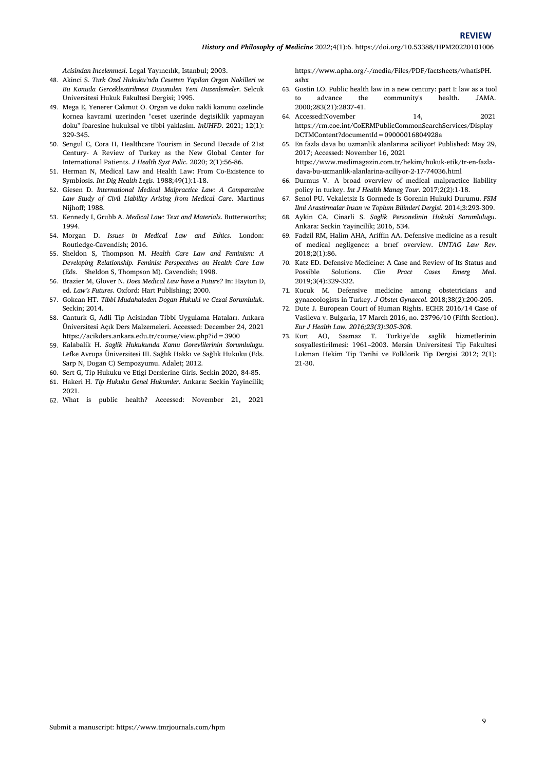*Acisindan Incelenmesi*. Legal Yayıncılık, Istanbul; 2003.

48. Akinci S. *Turk Ozel Hukuku'nda Cesetten Yapilan Organ Nakilleri ve Bu Konuda Gerceklestirilmesi Dusunulen Yeni Duzenlemeler*. Selcuk Universitesi Hukuk Fakultesi Dergisi; 1995.
49. Mega E, Yenerer Cakmut O. Organ ve doku nakli kanunu ozelinde kornea kavrami uzerinden "ceset uzerinde degisiklik yapmayan doku" ibaresine hukuksal ve tibbi yaklasim. *InUHFD*. 2021; 12(1): 329-345.
50. Sengul C, Cora H, Healthcare Tourism in Second Decade of 21st Century- A Review of Turkey as the New Global Center for International Patients. *J Health Syst Polic*. 2020; 2(1):56-86.
51. Herman N, Medical Law and Health Law: From Co-Existence to Symbiosis. *Int Dig Health Legis*. 1988;49(1):1-18.
52. Giesen D. *International Medical Malpractice Law: A Comparative Law Study of Civil Liability Arising from Medical Care*. Martinus Nijhoff; 1988.
53. Kennedy I, Grubb A. *Medical Law: Text and Materials*. Butterworths; 1994.
54. Morgan D. *Issues in Medical Law and Ethics.* London: Routledge-Cavendish; 2016.
55. Sheldon S, Thompson M. *Health Care Law and Feminism: A Developing Relationship. Feminist Perspectives on Health Care Law* (Eds. Sheldon S, Thompson M). Cavendish; 1998.
56. Brazier M, Glover N. *Does Medical Law have a Future?* In: Hayton D, ed. *Law's Futures*. Oxford: Hart Publishing; 2000.
57. Gokcan HT. *Tibbi Mudahaleden Dogan Hukuki ve Cezai Sorumluluk*. Seckin; 2014.
58. Canturk G, Adli Tip Acisindan Tibbi Uygulama Hataları. Ankara Üniversitesi Açık Ders Malzemeleri. Accessed: December 24, 2021 https://acikders.ankara.edu.tr/course/view.php?id=3900
59. Kalabalik H. *Saglik Hukukunda Kamu Gorevlilerinin Sorumlulugu*. Lefke Avrupa Üniversitesi III. Sağlık Hakkı ve Sağlık Hukuku (Eds. Sarp N, Dogan C) Sempozyumu. Adalet; 2012.
60. Sert G, Tip Hukuku ve Etigi Derslerine Giris. Seckin 2020, 84-85.
61. Hakeri H. *Tip Hukuku Genel Hukumler*. Ankara: Seckin Yayincilik; 2021.
62. What is public health? Accessed: November 21, 2021 https://www.apha.org/-/media/Files/PDF/factsheets/whatisPH.ashx
63. Gostin LO. Public health law in a new century: part I: law as a tool to advance the community's health. JAMA. 2000;283(21):2837-41.
64. Accessed:November 14, 2021 https://rm.coe.int/CoERMPublicCommonSearchServices/DisplayDCTMContent?documentId=09000016804928a
65. En fazla dava bu uzmanlik alanlarına aciliyor! Published: May 29, 2017; Accessed: November 16, 2021 https://www.medimagazin.com.tr/hekim/hukuk-etik/tr-en-fazla-dava-bu-uzmanlik-alanlarina-aciliyor-2-17-74036.html
66. Durmus V. A broad overview of medical malpractice liability policy in turkey. *Int J Health Manag Tour*. 2017;2(2):1-18.
67. Senol PU. Vekaletsiz Is Gormede Is Gorenin Hukuki Durumu. *FSM Ilmi Arastirmalar Insan ve Toplum Bilimleri Dergisi*. 2014;3:293-309.
68. Aykin CA, Cinarli S. *Saglik Personelinin Hukuki Sorumlulugu*. Ankara: Seckin Yayincilik; 2016, 534.
69. Fadzil RM, Halim AHA, Ariffin AA. Defensive medicine as a result of medical negligence: a brıef overview. *UNTAG Law Rev*. 2018;2(1):86.
70. Katz ED. Defensive Medicine: A Case and Review of Its Status and Possible Solutions. *Clin Pract Cases Emerg Med*. 2019;3(4):329-332.
71. Kucuk M. Defensive medicine among obstetricians and gynaecologists in Turkey. *J Obstet Gynaecol.* 2018;38(2):200-205.
72. Dute J. European Court of Human Rights. ECHR 2016/14 Case of Vasileva v. Bulgaria, 17 March 2016, no. 23796/10 (Fifth Section). *Eur J Health Law. 2016;23(3):305-308.*
73. Kurt AO, Sasmaz T. Turkiye'de saglik hizmetlerinin sosyallestirilmesi: 1961–2003. Mersin Universitesi Tip Fakultesi Lokman Hekim Tip Tarihi ve Folklorik Tip Dergisi 2012; 2(1): 21-30.